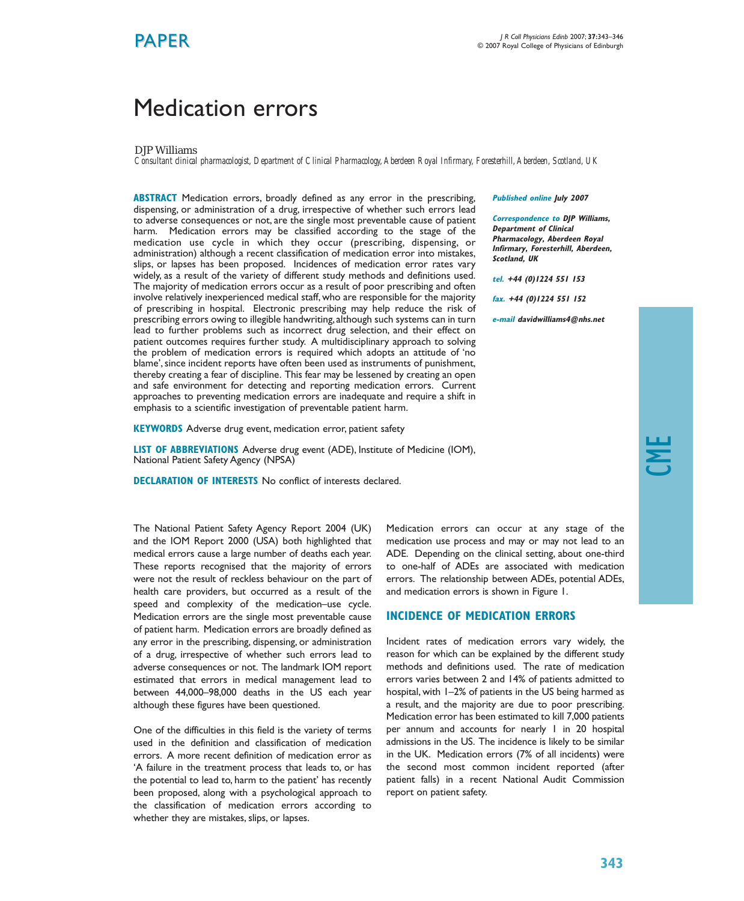PAPER

# Medication errors

DJP Williams

*Consultant clinical pharmacologist, Department of Clinical Pharmacology, Aberdeen Royal Infirmary, Foresterhill, Aberdeen, Scotland, UK*

**ABSTRACT** Medication errors, broadly defined as any error in the prescribing, dispensing, or administration of a drug, irrespective of whether such errors lead to adverse consequences or not, are the single most preventable cause of patient harm. Medication errors may be classified according to the stage of the medication use cycle in which they occur (prescribing, dispensing, or administration) although a recent classification of medication error into mistakes, slips, or lapses has been proposed. Incidences of medication error rates vary widely, as a result of the variety of different study methods and definitions used. The majority of medication errors occur as a result of poor prescribing and often involve relatively inexperienced medical staff, who are responsible for the majority of prescribing in hospital. Electronic prescribing may help reduce the risk of prescribing errors owing to illegible handwriting, although such systems can in turn lead to further problems such as incorrect drug selection, and their effect on patient outcomes requires further study. A multidisciplinary approach to solving the problem of medication errors is required which adopts an attitude of 'no blame', since incident reports have often been used as instruments of punishment, thereby creating a fear of discipline. This fear may be lessened by creating an open and safe environment for detecting and reporting medication errors. Current approaches to preventing medication errors are inadequate and require a shift in emphasis to a scientific investigation of preventable patient harm.

**KEYWORDS** Adverse drug event, medication error, patient safety

**LIST OF ABBREVIATIONS** Adverse drug event (ADE), Institute of Medicine (IOM), National Patient Safety Agency (NPSA)

**DECLARATION OF INTERESTS** No conflict of interests declared.

***Published online*** ***July 2007***

***Correspondence to*** ***DJP Williams, Department of Clinical Pharmacology, Aberdeen Royal Infirmary, Foresterhill, Aberdeen, Scotland, UK***

***tel.*** ***+44 (0)1224 551 153***

***fax.*** ***+44 (0)1224 551 152***

***e-mail*** ***davidwilliams4@nhs.net***

CME

The National Patient Safety Agency Report 2004 (UK) and the IOM Report 2000 (USA) both highlighted that medical errors cause a large number of deaths each year. These reports recognised that the majority of errors were not the result of reckless behaviour on the part of health care providers, but occurred as a result of the speed and complexity of the medication–use cycle. Medication errors are the single most preventable cause of patient harm. Medication errors are broadly defined as any error in the prescribing, dispensing, or administration of a drug, irrespective of whether such errors lead to adverse consequences or not. The landmark IOM report estimated that errors in medical management lead to between 44,000–98,000 deaths in the US each year although these figures have been questioned.

One of the difficulties in this field is the variety of terms used in the definition and classification of medication errors. A more recent definition of medication error as 'A failure in the treatment process that leads to, or has the potential to lead to, harm to the patient' has recently been proposed, along with a psychological approach to the classification of medication errors according to whether they are mistakes, slips, or lapses.

Medication errors can occur at any stage of the medication use process and may or may not lead to an ADE. Depending on the clinical setting, about one-third to one-half of ADEs are associated with medication errors. The relationship between ADEs, potential ADEs, and medication errors is shown in Figure 1.

## INCIDENCE OF MEDICATION ERRORS

Incident rates of medication errors vary widely, the reason for which can be explained by the different study methods and definitions used. The rate of medication errors varies between 2 and 14% of patients admitted to hospital, with 1–2% of patients in the US being harmed as a result, and the majority are due to poor prescribing. Medication error has been estimated to kill 7,000 patients per annum and accounts for nearly 1 in 20 hospital admissions in the US. The incidence is likely to be similar in the UK. Medication errors (7% of all incidents) were the second most common incident reported (after patient falls) in a recent National Audit Commission report on patient safety.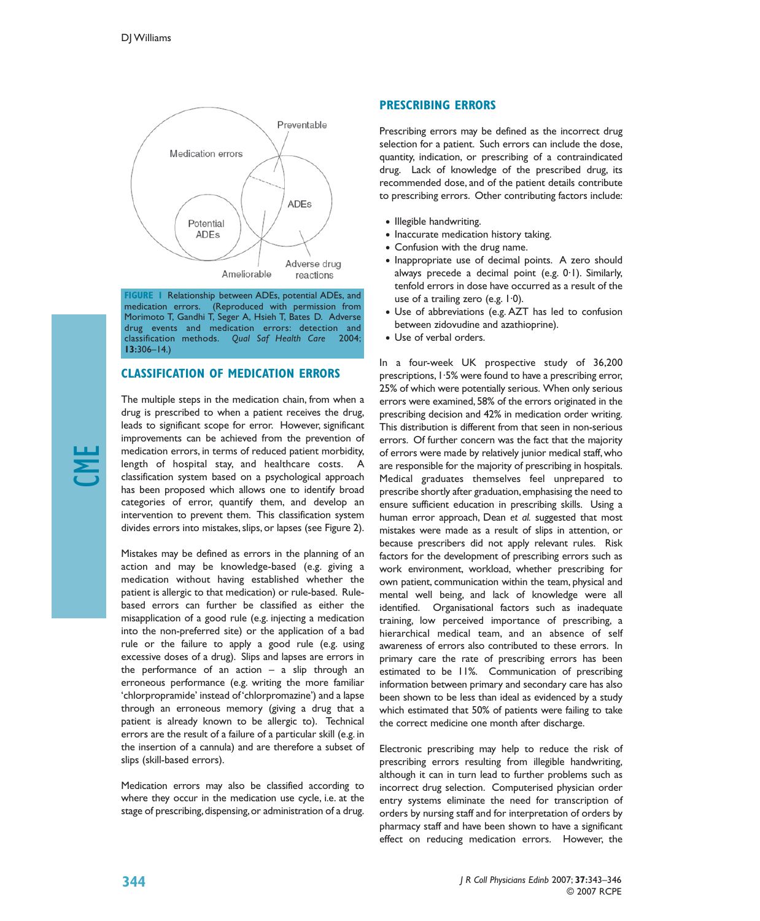FIGURE 1 Relationship between ADEs, potential ADEs, and medication errors. (Reproduced with permission from Morimoto T, Gandhi T, Seger A, Hsieh T, Bates D. Adverse drug events and medication errors: detection and classification methods. *Qual Saf Health Care* 2004; **13**:306–14.)

## CLASSIFICATION OF MEDICATION ERRORS

The multiple steps in the medication chain, from when a drug is prescribed to when a patient receives the drug, leads to significant scope for error. However, significant improvements can be achieved from the prevention of medication errors, in terms of reduced patient morbidity, length of hospital stay, and healthcare costs. A classification system based on a psychological approach has been proposed which allows one to identify broad categories of error, quantify them, and develop an intervention to prevent them. This classification system divides errors into mistakes, slips, or lapses (see Figure 2).

Mistakes may be defined as errors in the planning of an action and may be knowledge-based (e.g. giving a medication without having established whether the patient is allergic to that medication) or rule-based. Rule-based errors can further be classified as either the misapplication of a good rule (e.g. injecting a medication into the non-preferred site) or the application of a bad rule or the failure to apply a good rule (e.g. using excessive doses of a drug). Slips and lapses are errors in the performance of an action – a slip through an erroneous performance (e.g. writing the more familiar 'chlorpropramide' instead of 'chlorpromazine') and a lapse through an erroneous memory (giving a drug that a patient is already known to be allergic to). Technical errors are the result of a failure of a particular skill (e.g. in the insertion of a cannula) and are therefore a subset of slips (skill-based errors).

Medication errors may also be classified according to where they occur in the medication use cycle, i.e. at the stage of prescribing, dispensing, or administration of a drug.

## PRESCRIBING ERRORS

Prescribing errors may be defined as the incorrect drug selection for a patient. Such errors can include the dose, quantity, indication, or prescribing of a contraindicated drug. Lack of knowledge of the prescribed drug, its recommended dose, and of the patient details contribute to prescribing errors. Other contributing factors include:

- Illegible handwriting.
- Inaccurate medication history taking.
- Confusion with the drug name.
- Inappropriate use of decimal points. A zero should always precede a decimal point (e.g. 0·1). Similarly, tenfold errors in dose have occurred as a result of the use of a trailing zero (e.g. 1·0).
- Use of abbreviations (e.g. AZT has led to confusion between zidovudine and azathioprine).
- Use of verbal orders.

In a four-week UK prospective study of 36,200 prescriptions, 1·5% were found to have a prescribing error, 25% of which were potentially serious. When only serious errors were examined, 58% of the errors originated in the prescribing decision and 42% in medication order writing. This distribution is different from that seen in non-serious errors. Of further concern was the fact that the majority of errors were made by relatively junior medical staff, who are responsible for the majority of prescribing in hospitals. Medical graduates themselves feel unprepared to prescribe shortly after graduation, emphasising the need to ensure sufficient education in prescribing skills. Using a human error approach, Dean *et al.* suggested that most mistakes were made as a result of slips in attention, or because prescribers did not apply relevant rules. Risk factors for the development of prescribing errors such as work environment, workload, whether prescribing for own patient, communication within the team, physical and mental well being, and lack of knowledge were all identified. Organisational factors such as inadequate training, low perceived importance of prescribing, a hierarchical medical team, and an absence of self awareness of errors also contributed to these errors. In primary care the rate of prescribing errors has been estimated to be 11%. Communication of prescribing information between primary and secondary care has also been shown to be less than ideal as evidenced by a study which estimated that 50% of patients were failing to take the correct medicine one month after discharge.

Electronic prescribing may help to reduce the risk of prescribing errors resulting from illegible handwriting, although it can in turn lead to further problems such as incorrect drug selection. Computerised physician order entry systems eliminate the need for transcription of orders by nursing staff and for interpretation of orders by pharmacy staff and have been shown to have a significant effect on reducing medication errors. However, the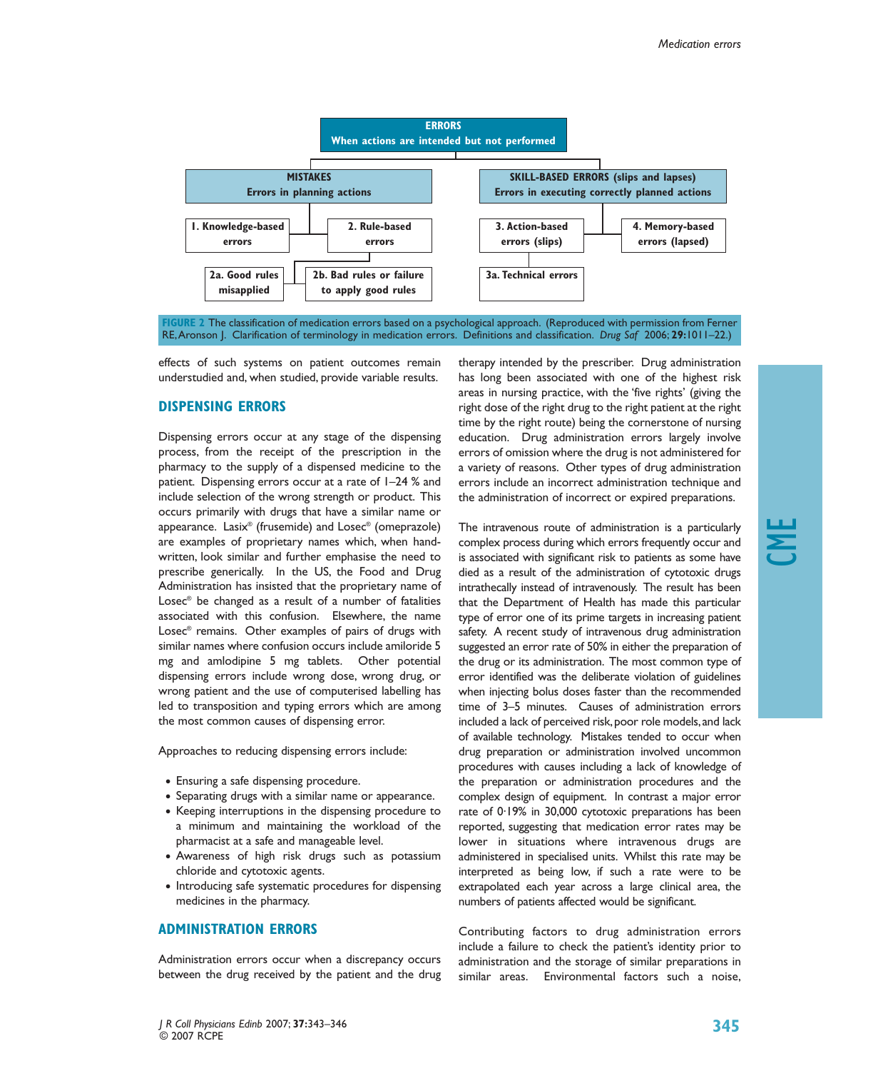**ERRORS**
**When actions are intended but not performed**

- **MISTAKES** — Errors in planning actions
  - 1. Knowledge-based errors
  - 2. Rule-based errors
    - 2a. Good rules misapplied
    - 2b. Bad rules or failure to apply good rules
- **SKILL-BASED ERRORS (slips and lapses)** — Errors in executing correctly planned actions
  - 3. Action-based errors (slips)
    - 3a. Technical errors
  - 4. Memory-based errors (lapsed)

FIGURE 2 The classification of medication errors based on a psychological approach. (Reproduced with permission from Ferner RE, Aronson J. Clarification of terminology in medication errors. Definitions and classification. *Drug Saf* 2006; **29**:1011–22.)

effects of such systems on patient outcomes remain understudied and, when studied, provide variable results.

## DISPENSING ERRORS

Dispensing errors occur at any stage of the dispensing process, from the receipt of the prescription in the pharmacy to the supply of a dispensed medicine to the patient. Dispensing errors occur at a rate of 1–24 % and include selection of the wrong strength or product. This occurs primarily with drugs that have a similar name or appearance. Lasix® (frusemide) and Losec® (omeprazole) are examples of proprietary names which, when handwritten, look similar and further emphasise the need to prescribe generically. In the US, the Food and Drug Administration has insisted that the proprietary name of Losec® be changed as a result of a number of fatalities associated with this confusion. Elsewhere, the name Losec® remains. Other examples of pairs of drugs with similar names where confusion occurs include amiloride 5 mg and amlodipine 5 mg tablets. Other potential dispensing errors include wrong dose, wrong drug, or wrong patient and the use of computerised labelling has led to transposition and typing errors which are among the most common causes of dispensing error.

Approaches to reducing dispensing errors include:

- Ensuring a safe dispensing procedure.
- Separating drugs with a similar name or appearance.
- Keeping interruptions in the dispensing procedure to a minimum and maintaining the workload of the pharmacist at a safe and manageable level.
- Awareness of high risk drugs such as potassium chloride and cytotoxic agents.
- Introducing safe systematic procedures for dispensing medicines in the pharmacy.

## ADMINISTRATION ERRORS

Administration errors occur when a discrepancy occurs between the drug received by the patient and the drug therapy intended by the prescriber. Drug administration has long been associated with one of the highest risk areas in nursing practice, with the 'five rights' (giving the right dose of the right drug to the right patient at the right time by the right route) being the cornerstone of nursing education. Drug administration errors largely involve errors of omission where the drug is not administered for a variety of reasons. Other types of drug administration errors include an incorrect administration technique and the administration of incorrect or expired preparations.

The intravenous route of administration is a particularly complex process during which errors frequently occur and is associated with significant risk to patients as some have died as a result of the administration of cytotoxic drugs intrathecally instead of intravenously. The result has been that the Department of Health has made this particular type of error one of its prime targets in increasing patient safety. A recent study of intravenous drug administration suggested an error rate of 50% in either the preparation of the drug or its administration. The most common type of error identified was the deliberate violation of guidelines when injecting bolus doses faster than the recommended time of 3–5 minutes. Causes of administration errors included a lack of perceived risk, poor role models, and lack of available technology. Mistakes tended to occur when drug preparation or administration involved uncommon procedures with causes including a lack of knowledge of the preparation or administration procedures and the complex design of equipment. In contrast a major error rate of 0·19% in 30,000 cytotoxic preparations has been reported, suggesting that medication error rates may be lower in situations where intravenous drugs are administered in specialised units. Whilst this rate may be interpreted as being low, if such a rate were to be extrapolated each year across a large clinical area, the numbers of patients affected would be significant.

Contributing factors to drug administration errors include a failure to check the patient's identity prior to administration and the storage of similar preparations in similar areas. Environmental factors such a noise,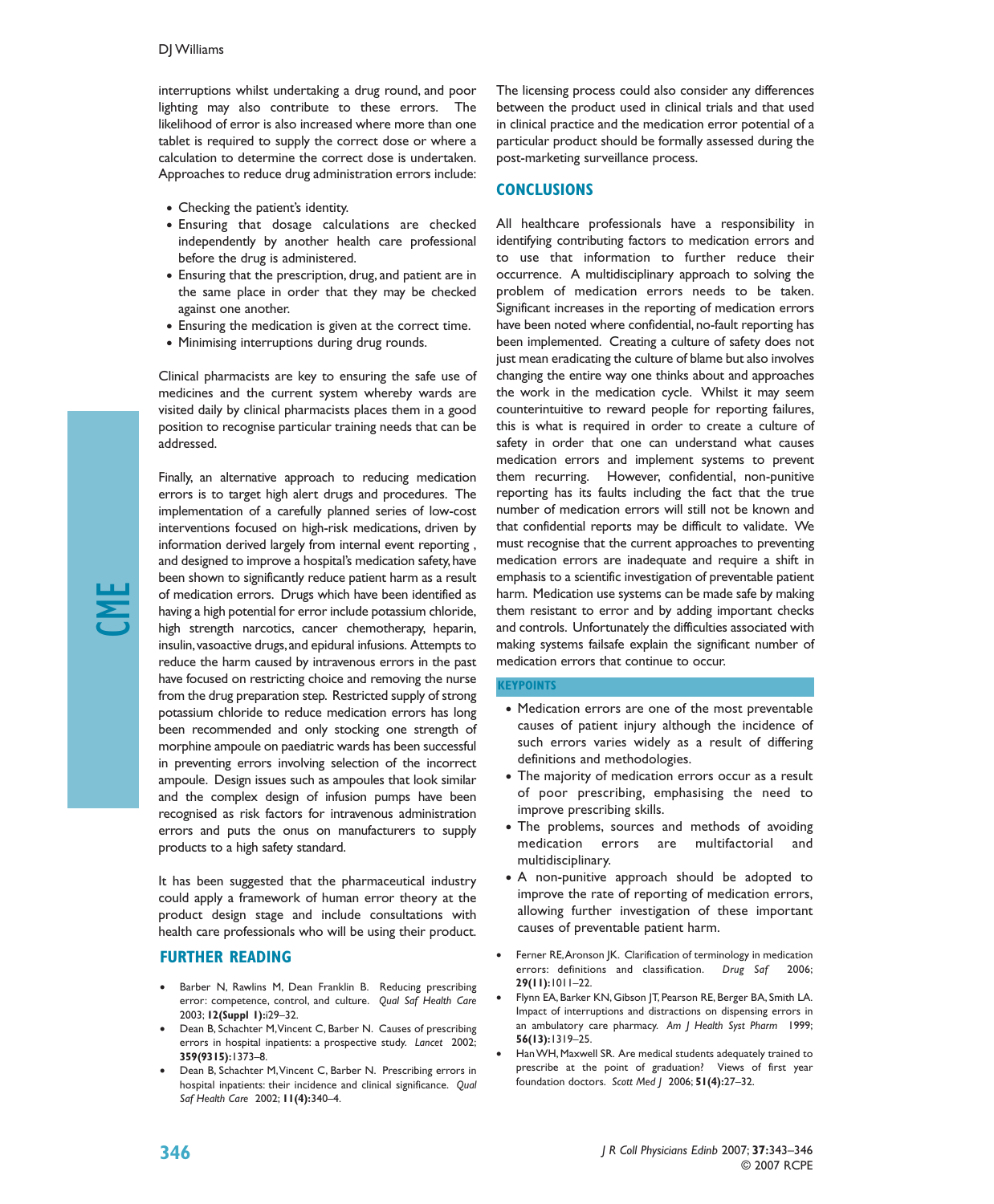interruptions whilst undertaking a drug round, and poor lighting may also contribute to these errors. The likelihood of error is also increased where more than one tablet is required to supply the correct dose or where a calculation to determine the correct dose is undertaken. Approaches to reduce drug administration errors include:

- Checking the patient's identity.
- Ensuring that dosage calculations are checked independently by another health care professional before the drug is administered.
- Ensuring that the prescription, drug, and patient are in the same place in order that they may be checked against one another.
- Ensuring the medication is given at the correct time.
- Minimising interruptions during drug rounds.

Clinical pharmacists are key to ensuring the safe use of medicines and the current system whereby wards are visited daily by clinical pharmacists places them in a good position to recognise particular training needs that can be addressed.

Finally, an alternative approach to reducing medication errors is to target high alert drugs and procedures. The implementation of a carefully planned series of low-cost interventions focused on high-risk medications, driven by information derived largely from internal event reporting , and designed to improve a hospital's medication safety, have been shown to significantly reduce patient harm as a result of medication errors. Drugs which have been identified as having a high potential for error include potassium chloride, high strength narcotics, cancer chemotherapy, heparin, insulin, vasoactive drugs, and epidural infusions. Attempts to reduce the harm caused by intravenous errors in the past have focused on restricting choice and removing the nurse from the drug preparation step. Restricted supply of strong potassium chloride to reduce medication errors has long been recommended and only stocking one strength of morphine ampoule on paediatric wards has been successful in preventing errors involving selection of the incorrect ampoule. Design issues such as ampoules that look similar and the complex design of infusion pumps have been recognised as risk factors for intravenous administration errors and puts the onus on manufacturers to supply products to a high safety standard.

It has been suggested that the pharmaceutical industry could apply a framework of human error theory at the product design stage and include consultations with health care professionals who will be using their product. The licensing process could also consider any differences between the product used in clinical trials and that used in clinical practice and the medication error potential of a particular product should be formally assessed during the post-marketing surveillance process.

## CONCLUSIONS

All healthcare professionals have a responsibility in identifying contributing factors to medication errors and to use that information to further reduce their occurrence. A multidisciplinary approach to solving the problem of medication errors needs to be taken. Significant increases in the reporting of medication errors have been noted where confidential, no-fault reporting has been implemented. Creating a culture of safety does not just mean eradicating the culture of blame but also involves changing the entire way one thinks about and approaches the work in the medication cycle. Whilst it may seem counterintuitive to reward people for reporting failures, this is what is required in order to create a culture of safety in order that one can understand what causes medication errors and implement systems to prevent them recurring. However, confidential, non-punitive reporting has its faults including the fact that the true number of medication errors will still not be known and that confidential reports may be difficult to validate. We must recognise that the current approaches to preventing medication errors are inadequate and require a shift in emphasis to a scientific investigation of preventable patient harm. Medication use systems can be made safe by making them resistant to error and by adding important checks and controls. Unfortunately the difficulties associated with making systems failsafe explain the significant number of medication errors that continue to occur.

### KEYPOINTS

- Medication errors are one of the most preventable causes of patient injury although the incidence of such errors varies widely as a result of differing definitions and methodologies.
- The majority of medication errors occur as a result of poor prescribing, emphasising the need to improve prescribing skills.
- The problems, sources and methods of avoiding medication errors are multifactorial and multidisciplinary.
- A non-punitive approach should be adopted to improve the rate of reporting of medication errors, allowing further investigation of these important causes of preventable patient harm.

## FURTHER READING

- Barber N, Rawlins M, Dean Franklin B. Reducing prescribing error: competence, control, and culture. *Qual Saf Health Care* 2003; **12(Suppl 1):**i29–32.
- Dean B, Schachter M, Vincent C, Barber N. Causes of prescribing errors in hospital inpatients: a prospective study. *Lancet* 2002; **359(9315):**1373–8.
- Dean B, Schachter M, Vincent C, Barber N. Prescribing errors in hospital inpatients: their incidence and clinical significance. *Qual Saf Health Care* 2002; **11(4):**340–4.
- Ferner RE, Aronson JK. Clarification of terminology in medication errors: definitions and classification. *Drug Saf* 2006; **29(11):**1011–22.
- Flynn EA, Barker KN, Gibson JT, Pearson RE, Berger BA, Smith LA. Impact of interruptions and distractions on dispensing errors in an ambulatory care pharmacy. *Am J Health Syst Pharm* 1999; **56(13):**1319–25.
- Han WH, Maxwell SR. Are medical students adequately trained to prescribe at the point of graduation? Views of first year foundation doctors. *Scott Med J* 2006; **51(4):**27–32.